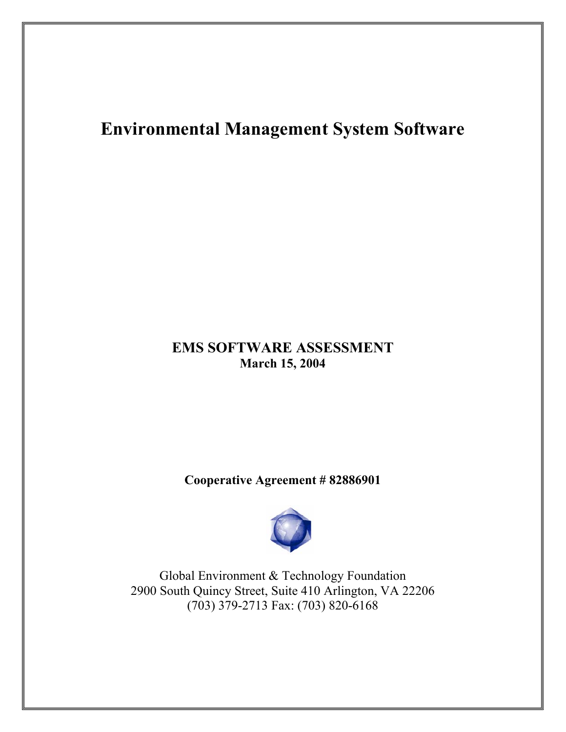# Environmental Management System Software

**EMS SOFTWARE ASSESSMENT**
**March 15, 2004**

**Cooperative Agreement # 82886901**

Global Environment & Technology Foundation
2900 South Quincy Street, Suite 410 Arlington, VA 22206
(703) 379-2713 Fax: (703) 820-6168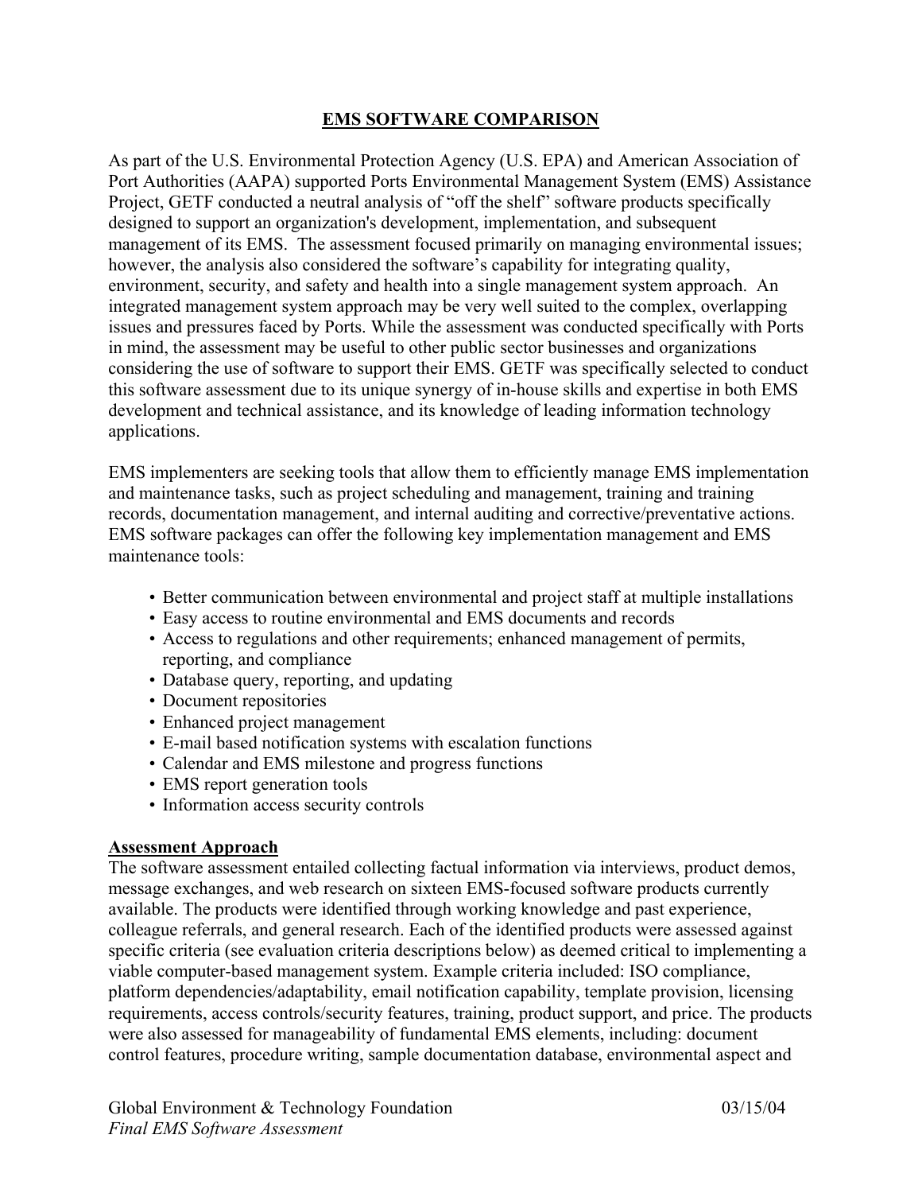## EMS SOFTWARE COMPARISON

As part of the U.S. Environmental Protection Agency (U.S. EPA) and American Association of Port Authorities (AAPA) supported Ports Environmental Management System (EMS) Assistance Project, GETF conducted a neutral analysis of "off the shelf" software products specifically designed to support an organization's development, implementation, and subsequent management of its EMS. The assessment focused primarily on managing environmental issues; however, the analysis also considered the software's capability for integrating quality, environment, security, and safety and health into a single management system approach. An integrated management system approach may be very well suited to the complex, overlapping issues and pressures faced by Ports. While the assessment was conducted specifically with Ports in mind, the assessment may be useful to other public sector businesses and organizations considering the use of software to support their EMS. GETF was specifically selected to conduct this software assessment due to its unique synergy of in-house skills and expertise in both EMS development and technical assistance, and its knowledge of leading information technology applications.

EMS implementers are seeking tools that allow them to efficiently manage EMS implementation and maintenance tasks, such as project scheduling and management, training and training records, documentation management, and internal auditing and corrective/preventative actions. EMS software packages can offer the following key implementation management and EMS maintenance tools:

- Better communication between environmental and project staff at multiple installations
- Easy access to routine environmental and EMS documents and records
- Access to regulations and other requirements; enhanced management of permits, reporting, and compliance
- Database query, reporting, and updating
- Document repositories
- Enhanced project management
- E-mail based notification systems with escalation functions
- Calendar and EMS milestone and progress functions
- EMS report generation tools
- Information access security controls

### Assessment Approach

The software assessment entailed collecting factual information via interviews, product demos, message exchanges, and web research on sixteen EMS-focused software products currently available. The products were identified through working knowledge and past experience, colleague referrals, and general research. Each of the identified products were assessed against specific criteria (see evaluation criteria descriptions below) as deemed critical to implementing a viable computer-based management system. Example criteria included: ISO compliance, platform dependencies/adaptability, email notification capability, template provision, licensing requirements, access controls/security features, training, product support, and price. The products were also assessed for manageability of fundamental EMS elements, including: document control features, procedure writing, sample documentation database, environmental aspect and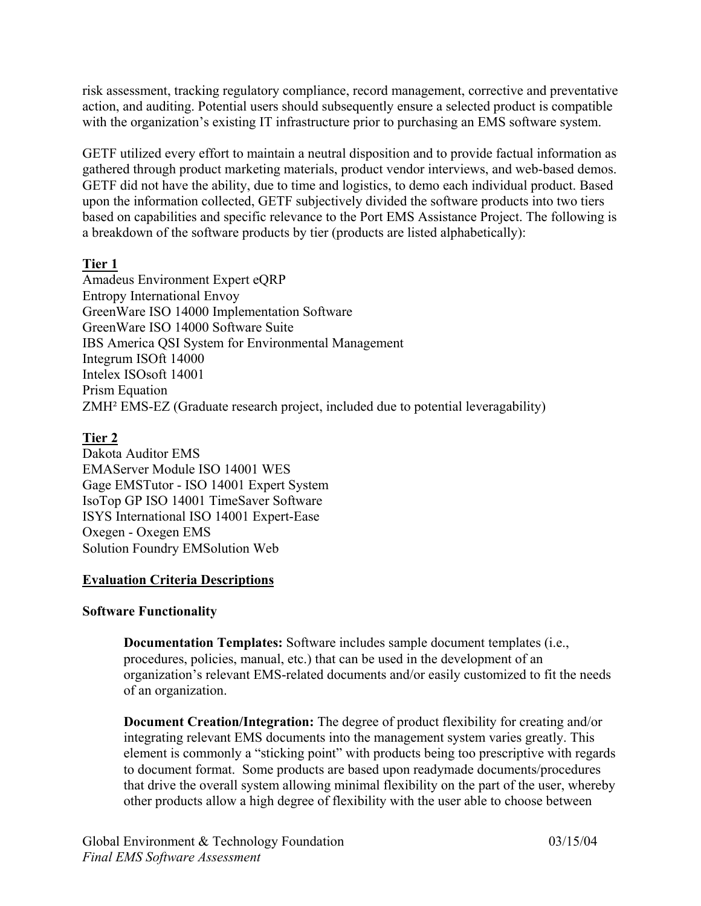risk assessment, tracking regulatory compliance, record management, corrective and preventative action, and auditing. Potential users should subsequently ensure a selected product is compatible with the organization's existing IT infrastructure prior to purchasing an EMS software system.

GETF utilized every effort to maintain a neutral disposition and to provide factual information as gathered through product marketing materials, product vendor interviews, and web-based demos. GETF did not have the ability, due to time and logistics, to demo each individual product. Based upon the information collected, GETF subjectively divided the software products into two tiers based on capabilities and specific relevance to the Port EMS Assistance Project. The following is a breakdown of the software products by tier (products are listed alphabetically):

**Tier 1**

Amadeus Environment Expert eQRP
Entropy International Envoy
GreenWare ISO 14000 Implementation Software
GreenWare ISO 14000 Software Suite
IBS America QSI System for Environmental Management
Integrum ISOft 14000
Intelex ISOsoft 14001
Prism Equation
ZMH² EMS-EZ (Graduate research project, included due to potential leveragability)

**Tier 2**

Dakota Auditor EMS
EMAServer Module ISO 14001 WES
Gage EMSTutor - ISO 14001 Expert System
IsoTop GP ISO 14001 TimeSaver Software
ISYS International ISO 14001 Expert-Ease
Oxegen - Oxegen EMS
Solution Foundry EMSolution Web

## Evaluation Criteria Descriptions

### Software Functionality

**Documentation Templates:** Software includes sample document templates (i.e., procedures, policies, manual, etc.) that can be used in the development of an organization's relevant EMS-related documents and/or easily customized to fit the needs of an organization.

**Document Creation/Integration:** The degree of product flexibility for creating and/or integrating relevant EMS documents into the management system varies greatly. This element is commonly a "sticking point" with products being too prescriptive with regards to document format. Some products are based upon readymade documents/procedures that drive the overall system allowing minimal flexibility on the part of the user, whereby other products allow a high degree of flexibility with the user able to choose between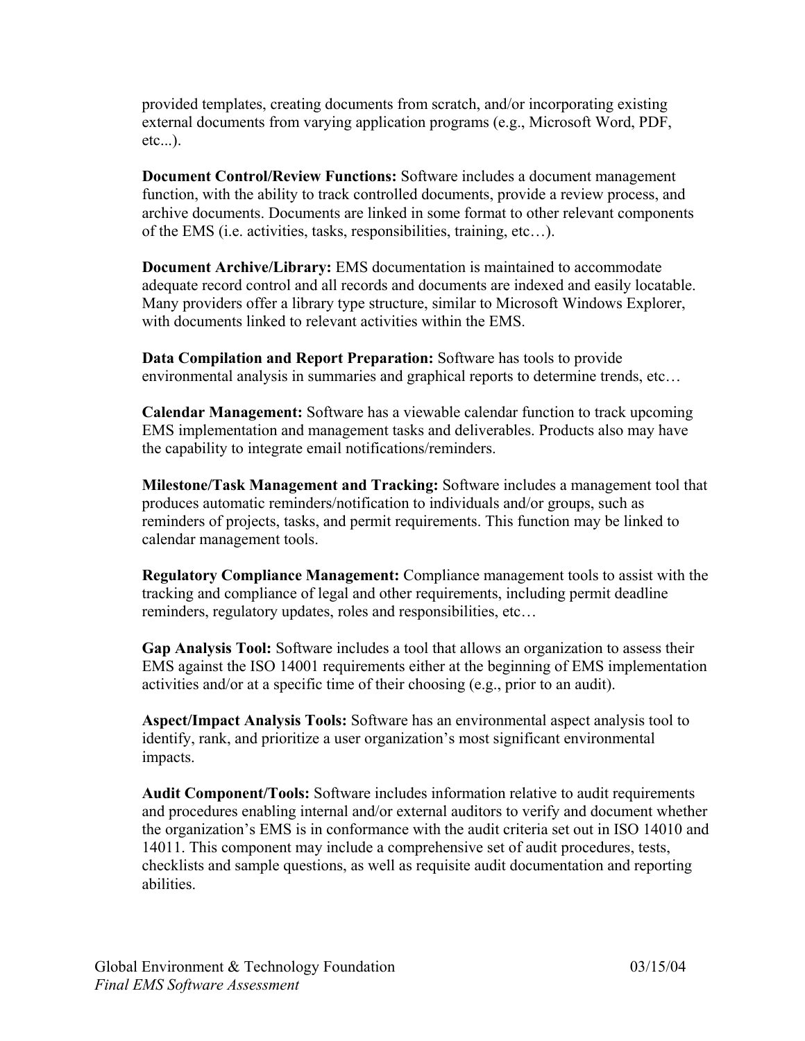provided templates, creating documents from scratch, and/or incorporating existing external documents from varying application programs (e.g., Microsoft Word, PDF, etc...).

**Document Control/Review Functions:** Software includes a document management function, with the ability to track controlled documents, provide a review process, and archive documents. Documents are linked in some format to other relevant components of the EMS (i.e. activities, tasks, responsibilities, training, etc…).

**Document Archive/Library:** EMS documentation is maintained to accommodate adequate record control and all records and documents are indexed and easily locatable. Many providers offer a library type structure, similar to Microsoft Windows Explorer, with documents linked to relevant activities within the EMS.

**Data Compilation and Report Preparation:** Software has tools to provide environmental analysis in summaries and graphical reports to determine trends, etc…

**Calendar Management:** Software has a viewable calendar function to track upcoming EMS implementation and management tasks and deliverables. Products also may have the capability to integrate email notifications/reminders.

**Milestone/Task Management and Tracking:** Software includes a management tool that produces automatic reminders/notification to individuals and/or groups, such as reminders of projects, tasks, and permit requirements. This function may be linked to calendar management tools.

**Regulatory Compliance Management:** Compliance management tools to assist with the tracking and compliance of legal and other requirements, including permit deadline reminders, regulatory updates, roles and responsibilities, etc…

**Gap Analysis Tool:** Software includes a tool that allows an organization to assess their EMS against the ISO 14001 requirements either at the beginning of EMS implementation activities and/or at a specific time of their choosing (e.g., prior to an audit).

**Aspect/Impact Analysis Tools:** Software has an environmental aspect analysis tool to identify, rank, and prioritize a user organization's most significant environmental impacts.

**Audit Component/Tools:** Software includes information relative to audit requirements and procedures enabling internal and/or external auditors to verify and document whether the organization's EMS is in conformance with the audit criteria set out in ISO 14010 and 14011. This component may include a comprehensive set of audit procedures, tests, checklists and sample questions, as well as requisite audit documentation and reporting abilities.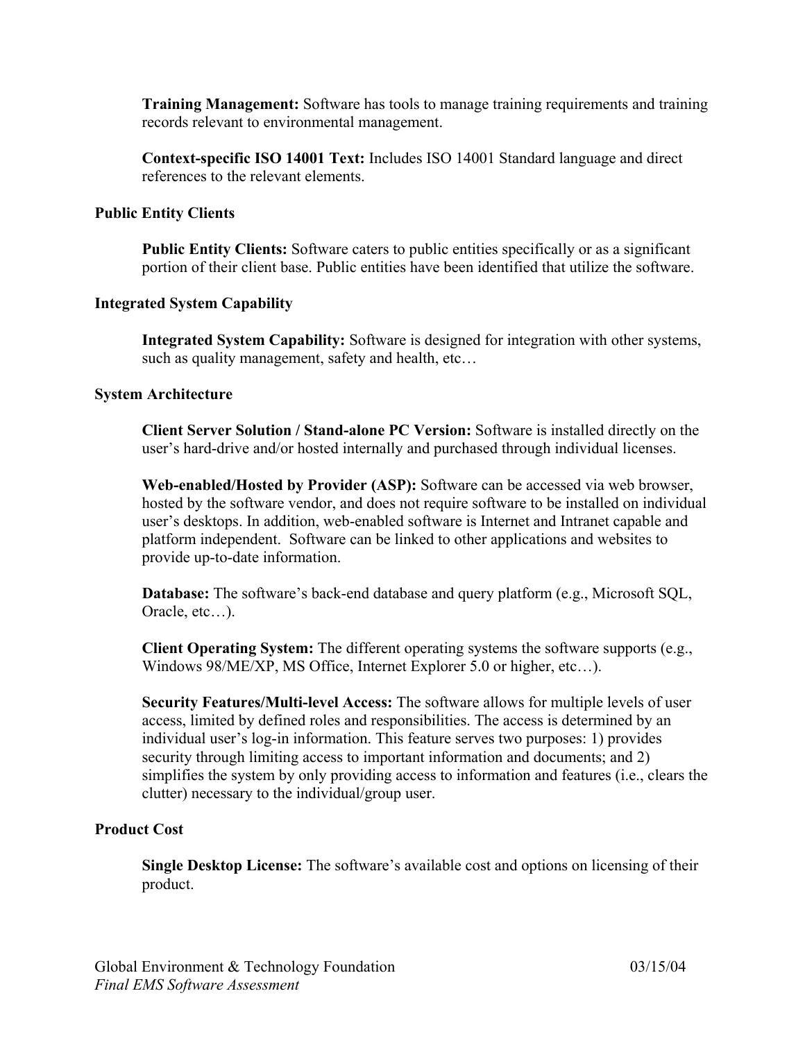**Training Management:** Software has tools to manage training requirements and training records relevant to environmental management.

**Context-specific ISO 14001 Text:** Includes ISO 14001 Standard language and direct references to the relevant elements.

**Public Entity Clients**

**Public Entity Clients:** Software caters to public entities specifically or as a significant portion of their client base. Public entities have been identified that utilize the software.

**Integrated System Capability**

**Integrated System Capability:** Software is designed for integration with other systems, such as quality management, safety and health, etc…

**System Architecture**

**Client Server Solution / Stand-alone PC Version:** Software is installed directly on the user's hard-drive and/or hosted internally and purchased through individual licenses.

**Web-enabled/Hosted by Provider (ASP):** Software can be accessed via web browser, hosted by the software vendor, and does not require software to be installed on individual user's desktops. In addition, web-enabled software is Internet and Intranet capable and platform independent. Software can be linked to other applications and websites to provide up-to-date information.

**Database:** The software's back-end database and query platform (e.g., Microsoft SQL, Oracle, etc…).

**Client Operating System:** The different operating systems the software supports (e.g., Windows 98/ME/XP, MS Office, Internet Explorer 5.0 or higher, etc…).

**Security Features/Multi-level Access:** The software allows for multiple levels of user access, limited by defined roles and responsibilities. The access is determined by an individual user's log-in information. This feature serves two purposes: 1) provides security through limiting access to important information and documents; and 2) simplifies the system by only providing access to information and features (i.e., clears the clutter) necessary to the individual/group user.

**Product Cost**

**Single Desktop License:** The software's available cost and options on licensing of their product.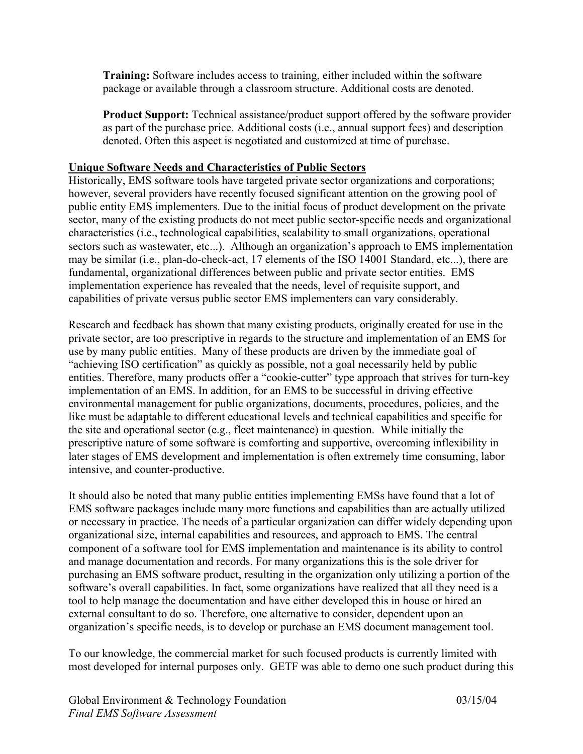**Training:** Software includes access to training, either included within the software package or available through a classroom structure. Additional costs are denoted.

**Product Support:** Technical assistance/product support offered by the software provider as part of the purchase price. Additional costs (i.e., annual support fees) and description denoted. Often this aspect is negotiated and customized at time of purchase.

## Unique Software Needs and Characteristics of Public Sectors

Historically, EMS software tools have targeted private sector organizations and corporations; however, several providers have recently focused significant attention on the growing pool of public entity EMS implementers. Due to the initial focus of product development on the private sector, many of the existing products do not meet public sector-specific needs and organizational characteristics (i.e., technological capabilities, scalability to small organizations, operational sectors such as wastewater, etc...). Although an organization's approach to EMS implementation may be similar (i.e., plan-do-check-act, 17 elements of the ISO 14001 Standard, etc...), there are fundamental, organizational differences between public and private sector entities. EMS implementation experience has revealed that the needs, level of requisite support, and capabilities of private versus public sector EMS implementers can vary considerably.

Research and feedback has shown that many existing products, originally created for use in the private sector, are too prescriptive in regards to the structure and implementation of an EMS for use by many public entities. Many of these products are driven by the immediate goal of "achieving ISO certification" as quickly as possible, not a goal necessarily held by public entities. Therefore, many products offer a "cookie-cutter" type approach that strives for turn-key implementation of an EMS. In addition, for an EMS to be successful in driving effective environmental management for public organizations, documents, procedures, policies, and the like must be adaptable to different educational levels and technical capabilities and specific for the site and operational sector (e.g., fleet maintenance) in question. While initially the prescriptive nature of some software is comforting and supportive, overcoming inflexibility in later stages of EMS development and implementation is often extremely time consuming, labor intensive, and counter-productive.

It should also be noted that many public entities implementing EMSs have found that a lot of EMS software packages include many more functions and capabilities than are actually utilized or necessary in practice. The needs of a particular organization can differ widely depending upon organizational size, internal capabilities and resources, and approach to EMS. The central component of a software tool for EMS implementation and maintenance is its ability to control and manage documentation and records. For many organizations this is the sole driver for purchasing an EMS software product, resulting in the organization only utilizing a portion of the software's overall capabilities. In fact, some organizations have realized that all they need is a tool to help manage the documentation and have either developed this in house or hired an external consultant to do so. Therefore, one alternative to consider, dependent upon an organization's specific needs, is to develop or purchase an EMS document management tool.

To our knowledge, the commercial market for such focused products is currently limited with most developed for internal purposes only. GETF was able to demo one such product during this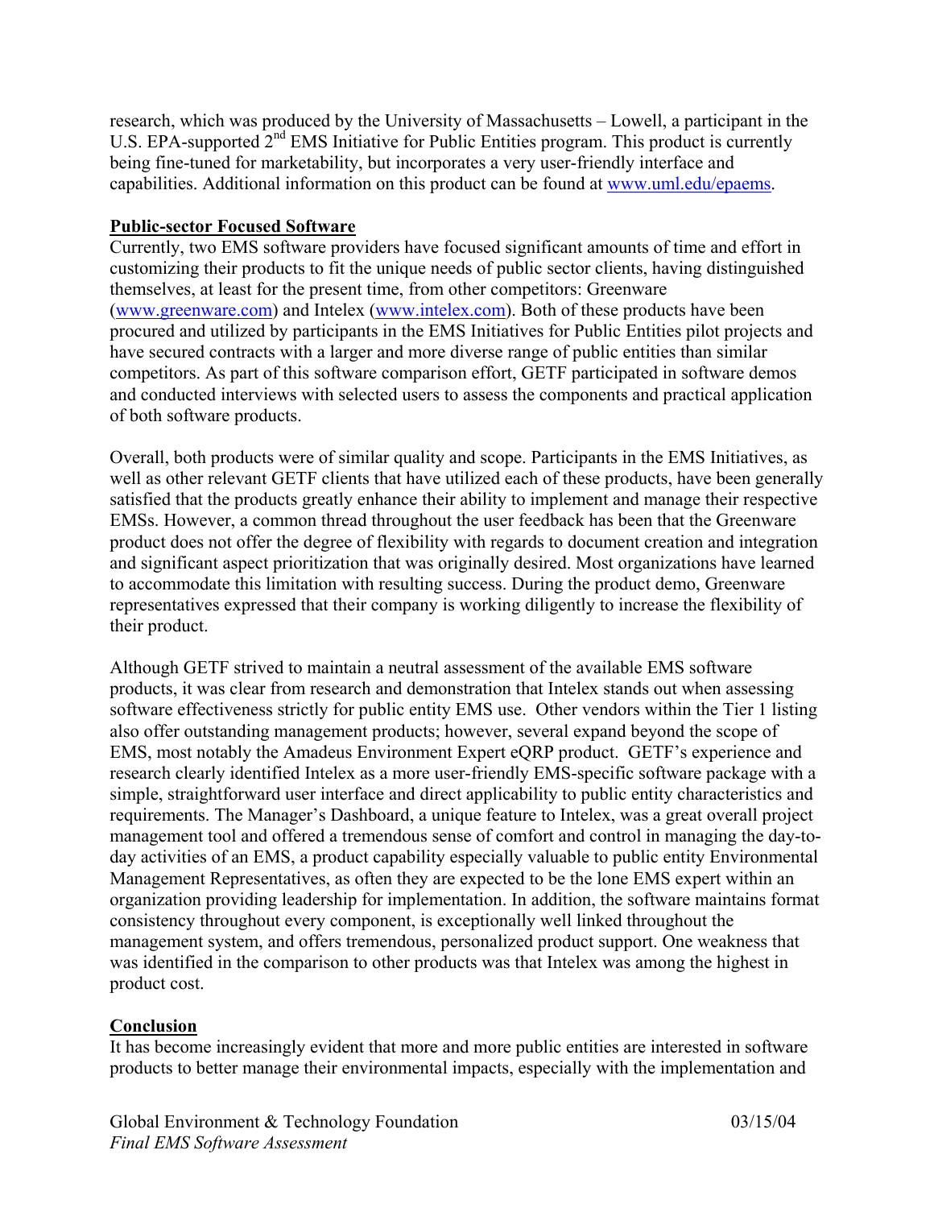research, which was produced by the University of Massachusetts – Lowell, a participant in the U.S. EPA-supported 2nd EMS Initiative for Public Entities program. This product is currently being fine-tuned for marketability, but incorporates a very user-friendly interface and capabilities. Additional information on this product can be found at www.uml.edu/epaems.

**Public-sector Focused Software**

Currently, two EMS software providers have focused significant amounts of time and effort in customizing their products to fit the unique needs of public sector clients, having distinguished themselves, at least for the present time, from other competitors: Greenware (www.greenware.com) and Intelex (www.intelex.com). Both of these products have been procured and utilized by participants in the EMS Initiatives for Public Entities pilot projects and have secured contracts with a larger and more diverse range of public entities than similar competitors. As part of this software comparison effort, GETF participated in software demos and conducted interviews with selected users to assess the components and practical application of both software products.

Overall, both products were of similar quality and scope. Participants in the EMS Initiatives, as well as other relevant GETF clients that have utilized each of these products, have been generally satisfied that the products greatly enhance their ability to implement and manage their respective EMSs. However, a common thread throughout the user feedback has been that the Greenware product does not offer the degree of flexibility with regards to document creation and integration and significant aspect prioritization that was originally desired. Most organizations have learned to accommodate this limitation with resulting success. During the product demo, Greenware representatives expressed that their company is working diligently to increase the flexibility of their product.

Although GETF strived to maintain a neutral assessment of the available EMS software products, it was clear from research and demonstration that Intelex stands out when assessing software effectiveness strictly for public entity EMS use. Other vendors within the Tier 1 listing also offer outstanding management products; however, several expand beyond the scope of EMS, most notably the Amadeus Environment Expert eQRP product. GETF's experience and research clearly identified Intelex as a more user-friendly EMS-specific software package with a simple, straightforward user interface and direct applicability to public entity characteristics and requirements. The Manager's Dashboard, a unique feature to Intelex, was a great overall project management tool and offered a tremendous sense of comfort and control in managing the day-to-day activities of an EMS, a product capability especially valuable to public entity Environmental Management Representatives, as often they are expected to be the lone EMS expert within an organization providing leadership for implementation. In addition, the software maintains format consistency throughout every component, is exceptionally well linked throughout the management system, and offers tremendous, personalized product support. One weakness that was identified in the comparison to other products was that Intelex was among the highest in product cost.

**Conclusion**

It has become increasingly evident that more and more public entities are interested in software products to better manage their environmental impacts, especially with the implementation and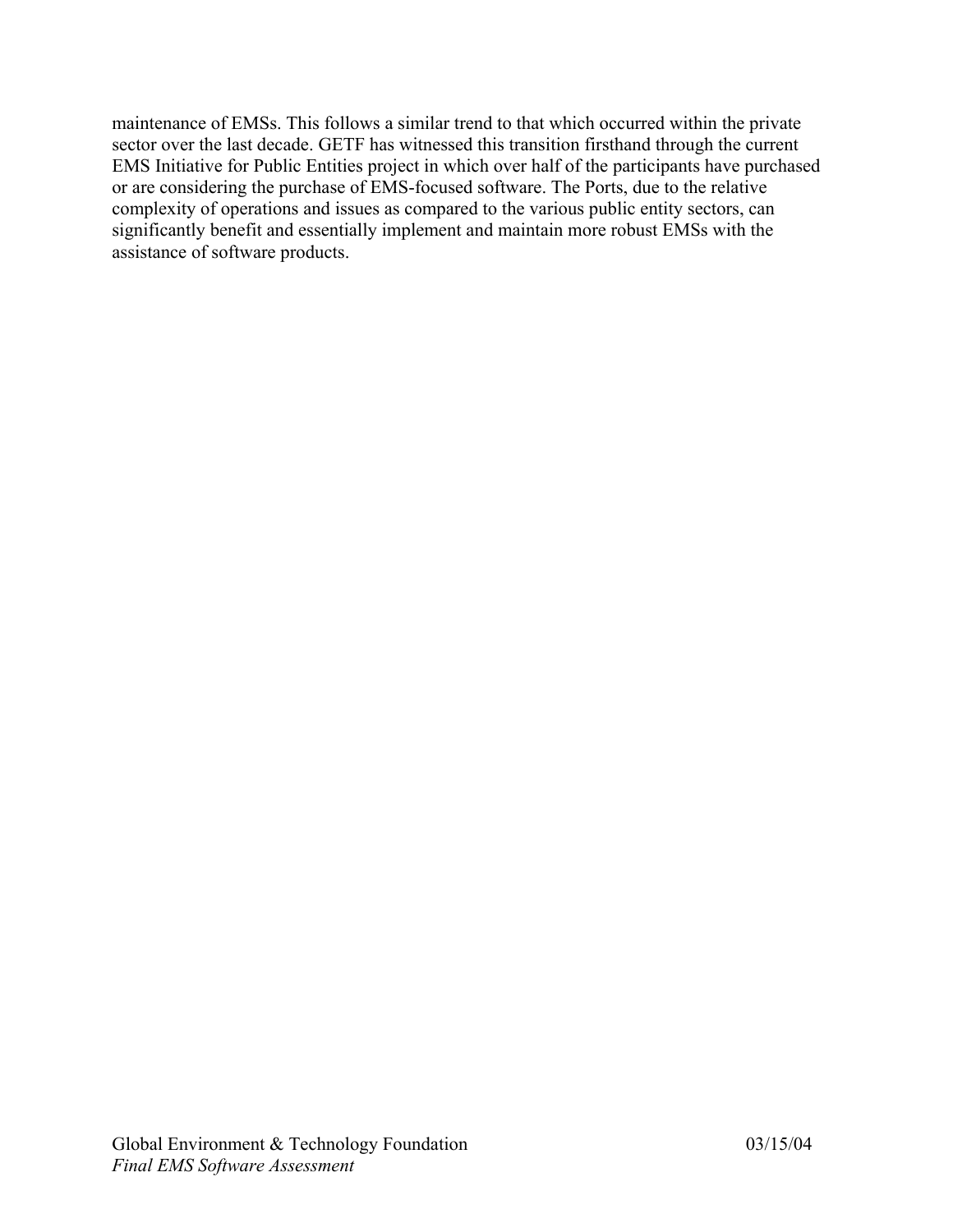maintenance of EMSs. This follows a similar trend to that which occurred within the private sector over the last decade. GETF has witnessed this transition firsthand through the current EMS Initiative for Public Entities project in which over half of the participants have purchased or are considering the purchase of EMS-focused software. The Ports, due to the relative complexity of operations and issues as compared to the various public entity sectors, can significantly benefit and essentially implement and maintain more robust EMSs with the assistance of software products.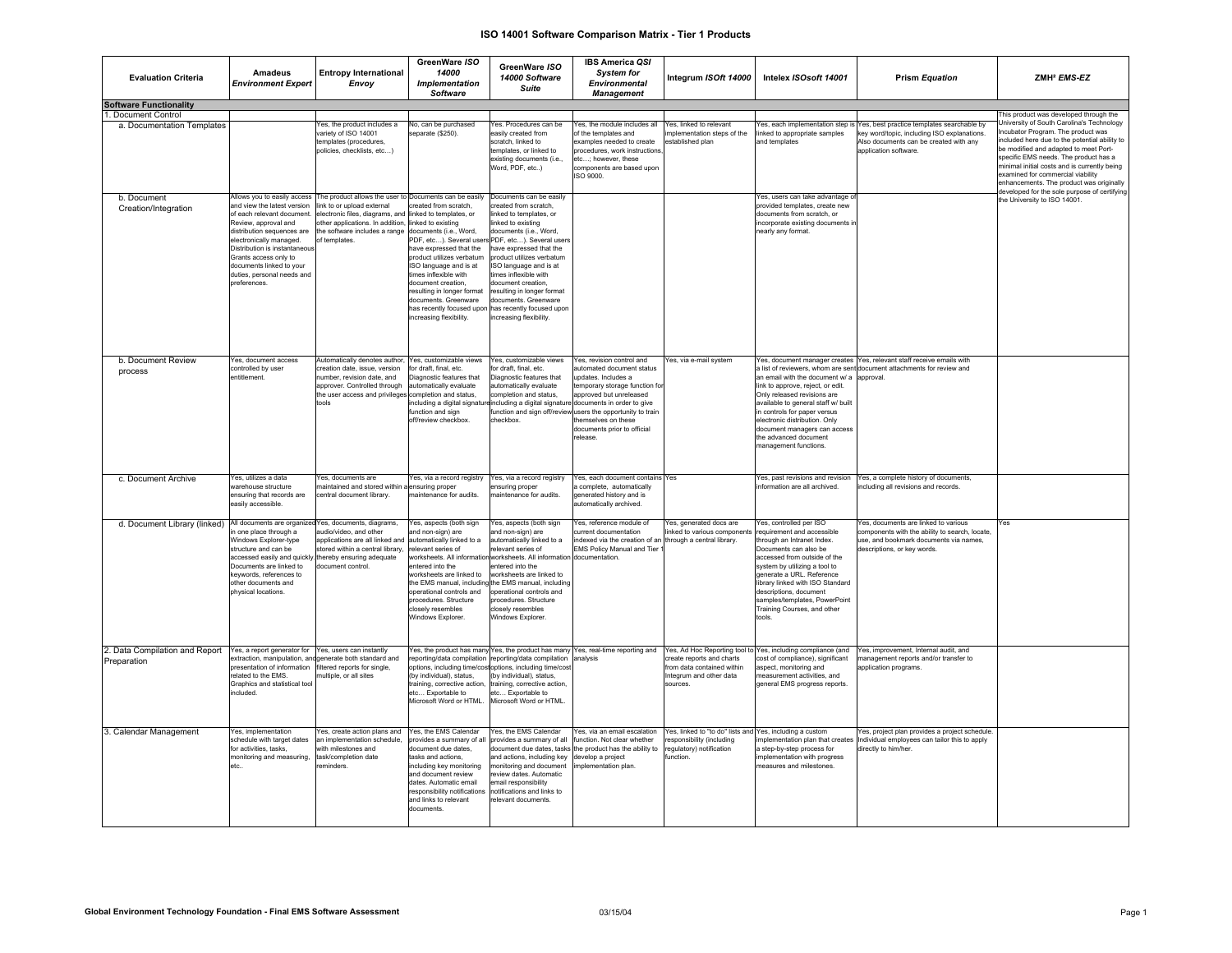# ISO 14001 Software Comparison Matrix - Tier 1 Products

| Evaluation Criteria | Amadeus *Environment Expert* | Entropy International *Envoy* | GreenWare *ISO 14000 Implementation Software* | GreenWare *ISO 14000 Software Suite* | IBS America *QSI System for Environmental Management* | Integrum *ISOft 14000* | Intelex *ISOsoft 14001* | Prism *Equation* | ZMH² *EMS-EZ* |
|---|---|---|---|---|---|---|---|---|---|
| **Software Functionality** | | | | | | | | | |
| 1. Document Control | | | | | | | | | This product was developed through the University of South Carolina's Technology Incubator Program. The product was included here due to the potential ability to be modified and adapted to meet Port-specific EMS needs. The product has a minimal initial costs and is currently being examined for commercial viability enhancements. The product was originally developed for the sole purpose of certifying the University to ISO 14001. |
| a. Documentation Templates | | Yes, the product includes a variety of ISO 14001 templates (procedures, policies, checklists, etc…) | No, can be purchased separate ($250). | Yes. Procedures can be easily created from scratch, linked to templates, or linked to existing documents (i.e., Word, PDF, etc..) | Yes, the module includes all of the templates and examples needed to create procedures, work instructions, etc…; however, these components are based upon ISO 9000. | Yes, linked to relevant implementation steps of the established plan | Yes, each implementation step is linked to appropriate samples and templates | Yes, best practice templates searchable by key word/topic, including ISO explanations. Also documents can be created with any application software. | |
| b. Document Creation/Integration | Allows you to easily access and view the latest version of each relevant document. Review, approval and distribution sequences are electronically managed. Distribution is instantaneous Grants access only to documents linked to your duties, personal needs and preferences. | The product allows the user to link to or upload external electronic files, diagrams, and other applications. In addition, the software includes a range of templates. | Documents can be easily created from scratch, linked to templates, or linked to existing documents (i.e., Word, PDF, etc…). Several users have expressed that the product utilizes verbatum ISO language and is at times inflexible with document creation, resulting in longer format documents. Greenware has recently focused upon increasing flexibility. | Documents can be easily created from scratch, linked to templates, or linked to existing documents (i.e., Word, PDF, etc…). Several users have expressed that the product utilizes verbatum ISO language and is at times inflexible with document creation, resulting in longer format documents. Greenware has recently focused upon increasing flexibility. | | | Yes, users can take advantage of provided templates, create new documents from scratch, or incorporate existing documents in nearly any format. | | |
| b. Document Review process | Yes, document access controlled by user entitlement. | Automatically denotes author, creation date, issue, version number, revision date, and approver. Controlled through the user access and privileges tools | Yes, customizable views for draft, final, etc. Diagnostic features that automatically evaluate completion and status, including a digital signature function and sign off/review checkbox. | Yes, customizable views for draft, final, etc. Diagnostic features that automatically evaluate completion and status, including a digital signature function and sign off/review checkbox. | Yes, revision control and automated document status updates. Includes a temporary storage function for approved but unreleased documents in order to give users the opportunity to train themselves on these documents prior to official release. | Yes, via e-mail system | Yes, document manager creates a list of reviewers, whom are sent an email with the document w/ a link to approve, reject, or edit. Only released revisions are available to general staff w/ built in controls for paper versus electronic distribution. Only document managers can access the advanced document management functions. | Yes, relevant staff receive emails with document attachments for review and approval. | |
| c. Document Archive | Yes, utilizes a data warehouse structure ensuring that records are easily accessible. | Yes, documents are maintained and stored within a central document library. | Yes, via a record registry ensuring proper maintenance for audits. | Yes, via a record registry ensuring proper maintenance for audits. | Yes, each document contains a complete, automatically generated history and is automatically archived. | Yes | Yes, past revisions and revision information are all archived. | Yes, a complete history of documents, including all revisions and records. | |
| d. Document Library (linked) | All documents are organized in one place through a Windows Explorer-type structure and can be accessed easily and quickly. Documents are linked to keywords, references to other documents and physical locations. | Yes, documents, diagrams, audio/video, and other applications are all linked and stored within a central library, thereby ensuring adequate document control. | Yes, aspects (both sign and non-sign) are automatically linked to a relevant series of worksheets. All information entered into the worksheets are linked to the EMS manual, including operational controls and procedures. Structure closely resembles Windows Explorer. | Yes, aspects (both sign and non-sign) are automatically linked to a relevant series of worksheets. All information entered into the worksheets are linked to the EMS manual, including operational controls and procedures. Structure closely resembles Windows Explorer. | Yes, reference module of current documentation indexed via the creation of an EMS Policy Manual and Tier 1 documentation. | Yes, generated docs are linked to various components through a central library. | Yes, controlled per ISO requirement and accessible through an Intranet Index. Documents can also be accessed from outside of the system by utilizing a tool to generate a URL. Reference library linked with ISO Standard descriptions, document samples/templates, PowerPoint Training Courses, and other tools. | Yes, documents are linked to various components with the ability to search, locate, use, and bookmark documents via names, descriptions, or key words. | Yes |
| 2. Data Compilation and Report Preparation | Yes, a report generator for extraction, manipulation, and presentation of information related to the EMS. Graphics and statistical tool included. | Yes, users can instantly generate both standard and filtered reports for single, multiple, or all sites | Yes, the product has many reporting/data compilation options, including time/cost (by individual), status, training, corrective action, etc… Exportable to Microsoft Word or HTML. | Yes, the product has many reporting/data compilation options, including time/cost (by individual), status, training, corrective action, etc… Exportable to Microsoft Word or HTML. | Yes, real-time reporting and analysis | Yes, Ad Hoc Reporting tool to create reports and charts from data contained within Integrum and other data sources. | Yes, including compliance (and cost of compliance), significant aspect, monitoring and measurement activities, and general EMS progress reports. | Yes, improvement, Internal audit, and management reports and/or transfer to application programs. | |
| 3. Calendar Management | Yes, implementation schedule with target dates for activities, tasks, monitoring and measuring, etc.. | Yes, create action plans and an implementation schedule, with milestones and task/completion date reminders. | Yes, the EMS Calendar provides a summary of all document due dates, tasks and actions, including key monitoring and document review dates. Automatic email responsibility notifications and links to relevant documents. | Yes, the EMS Calendar provides a summary of all document due dates, tasks and actions, including key monitoring and document review dates. Automatic email responsibility notifications and links to relevant documents. | Yes, via an email escalation function. Not clear whether the product has the ability to develop a project implementation plan. | Yes, linked to "to do" lists and responsibility (including regulatory) notification function. | Yes, including a custom implementation plan that creates a step-by-step process for implementation with progress measures and milestones. | Yes, project plan provides a project schedule. Individual employees can tailor this to apply directly to him/her. | |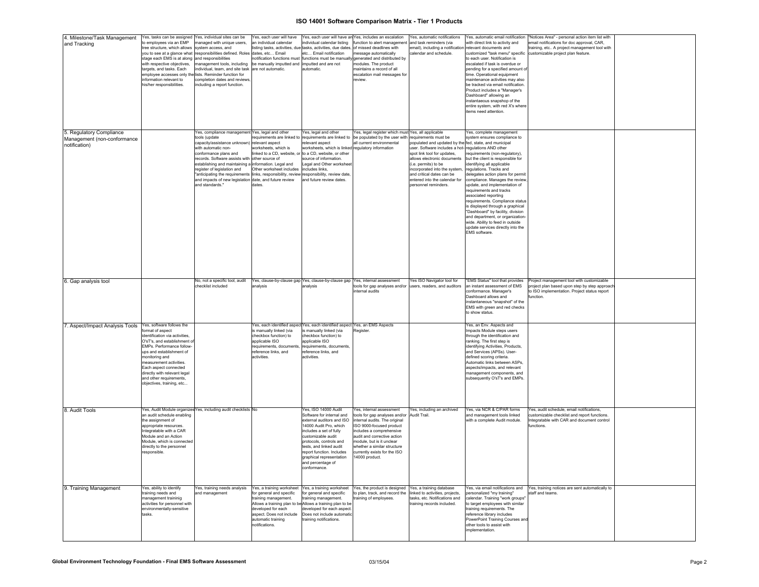# ISO 14001 Software Comparison Matrix - Tier 1 Products

| | | | | | | | | | |
|---|---|---|---|---|---|---|---|---|---|
| 4. Milestone/Task Management and Tracking | Yes, tasks can be assigned to employees via an EMP tree structure, which allows you to see at a glance what stage each EMS is at along with respective objectives, targets, and tasks. Each employee accesses only the information relevant to his/her responsibilities. | Yes, individual sites can be managed with unique users, system access, and responsibilities defined. Roles and responsibilities management tools, including individual, team, and site task lists. Reminder function for completion dates and reviews, including a report function. | Yes, each user will have an individual calendar listing tasks, activities, due dates, etc… Email notification functions must be manually imputted and are not automatic. | Yes, each user will have an individual calendar listing tasks, activities, due dates, etc… Email notification functions must be manually imputted and are not automatic. | Yes, includes an escalation function to alert management of missed deadlines with message automatically generated and distributed by modules. The product maintains a record of all escalation mail messages for review. | Yes, automatic notifications and task reminders (via email), including a notification calendar and schedule. | Yes, automatic email notification with direct link to activity and relevant documents and customized "task menu" specific to each user. Notification is escalated if task is overdue or pending for a specified amount of time. Operational equipment maintenance activities may also be tracked via email notification. Product includes a "Manager's Dashboard" allowing an instantaneous snapshop of the entire system, with red X's where items need attention. | "Notices Area" - personal action item list with email notifications for doc approval, CAR, training, etc.. A project management tool with customizable project plan feature. | |
| 5. Regulatory Compliance Management (non-conformance notification) | | Yes, compliance management tools (update capacity/assistance unknown) with automatic non-conformance plans and records. Software assists with establishing and maintaining a register of legislation and "anticipating the requirements and impacts of new legislation and standards." | Yes, legal and other requirements are linked to relevant aspect worksheets, which is linked to a CD, website, or other source of information. Legal and Other worksheet includes links, responsibility, review date, and future review dates. | Yes, legal and other requirements are linked to relevant aspect worksheets, which is linked to a CD, website, or other source of information. Legal and Other worksheet includes links, responsibility, review date, and future review dates. | Yes, legal register which must be populated by the user with all current environmental regulatory information | Yes, all applicable requirements must be populated and updated by the user. Software includes a hot-spot link tool for updates, allows electronic documents (i.e. permits) to be incorporated into the system, and critical dates can be entered into the calendar for personnel reminders. | Yes, complete management system ensures compliance to fed, state, and municipal regulations AND other requirements (non-regulatory), but the client is responsible for identifying all applicable regulations. Tracks and delegates action plans for permit compliance. Manages the review, update, and implementation of requirements and tracks associated reporting requirements. Compliance status is displayed through a graphical "Dashboard" by facility, division and department, or organization-wide. Ability to feed in outside update services directly into the EMS software. | | |
| 6. Gap analysis tool | | No, not a specific tool, audit checklist included | Yes, clause-by-clause gap analysis | Yes, clause-by-clause gap analysis | Yes, internal assessment tools for gap analyses and/or internal audits | Yes ISO Navigator tool for users, readers, and auditors | "EMS Status" tool that provides an instant assessment of EMS conformance. Manager's Dashboard allows and instantaneous "snapshot" of the EMS with green and red checks to show status. | Project management tool with customizable project plan based upon step by step approach to ISO implementation. Project status report function. | |
| 7. Aspect/Impact Analysis Tools | Yes, software follows the format of aspect identification via activities, O'sT's, and establishment of EMPs. Performance follow-ups and establishment of monitoring and measurement activities. Each aspect connected directly with relevant legal and other requirements, objectives, training, etc... | | Yes, each identified aspect is manually linked (via checkbox function) to applicable ISO requirements, documents, reference links, and activities. | Yes, each identified aspect is manually linked (via checkbox function) to applicable ISO requirements, documents, reference links, and activities. | Yes, an EMS Aspects Register. | | Yes, an Env. Aspects and Impacts Module steps users through the identification and ranking. The first step is identifying Activities, Products, and Services (APSs). User-defined scoring criteria. Automatic links between ASPs, aspects/impacts, and relevant management components, and subsequently O'sT's and EMPs. | | |
| 8. Audit Tools | Yes, Audit Module organizes an audit schedule enabling the assignment of appropriate resources. Integratable with a CAR Module and an Action Module, which is connected directly to the personnel responsible. | Yes, including audit checklists | No | Yes, ISO 14000 Audit Software for internal and external auditors and ISO 14000 Audit Pro, which includes a set of fully customizable audit protocols, controls and tests, and linked audit report function. Includes graphical representation and percentage of conformance. | Yes, internal assessment tools for gap analyses and/or internal audits. The original ISO 9000-focused product includes a comprehensive audit and corrective action module, but is it unclear whether a similar structure currently exists for the ISO 14000 product. | Yes, including an archived Audit Trail. | Yes, via NCR & C/PAR forms and management tools linked with a complete Audit module. | Yes, audit schedule, email notifications, customizable checklist and report functions. Integratable with CAR and document control functions. | |
| 9. Training Management | Yes, ability to identify training needs and management traininig activities for personnel with environmentally-sensitive tasks. | Yes, training needs analysis and management | Yes, a training worksheet for general and specific training management. Allows a training plan to be developed for each aspect. Does not include automatic training notifications. | Yes, a training worksheet for general and specific training management. Allows a training plan to be developed for each aspect. Does not include automatic training notifications. | Yes, the product is designed to plan, track, and record the training of employees. | Yes, a training database linked to activities, projects, tasks, etc. Notifications and training records included. | Yes, via email notifications and personalized "my training" calendar. Training "work groups" to target employees with similar training requirements. The reference library includes PowerPoint Training Courses and other tools to assist with implementation. | Yes, training notices are sent automatically to staff and teams. | |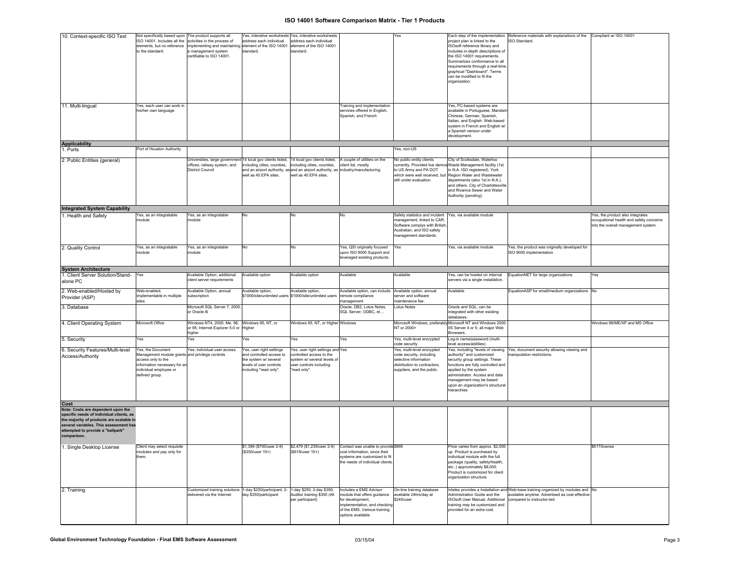# ISO 14001 Software Comparison Matrix - Tier 1 Products

| | | | | | | | | | |
|---|---|---|---|---|---|---|---|---|---|
| 10. Context-specific ISO Text | Not specifically based upon ISO 14001. Includes all the elements, but no reference to the standard. | The product supports all activities in the process of implementing and maintaining a management system certifiable to ISO 14001. | Yes, interative worksheets address each individual element of the ISO 14001 standard. | Yes, interative worksheets address each individual element of the ISO 14001 standard. | | Yes | Each step of the implementation project plan is linked to the ISOsoft reference library and includes in-depth descriptions of the ISO 14001 requirements. Summarizes conformance to all requirements through a real-time, graphical "Dashboard". Terms can be modified to fit the organization. | Reference materials with explanations of the ISO Standard. | Compliant w/ ISO 14001 |
| 11. Multi-lingual | Yes, each user can work in his/her own language | | | | Training and implementation services offered in English, Spanish, and French | | Yes, PC-based systems are available in Portuguese, Mandarin Chinese, German, Spanish, Italian, and English. Web-based system in French and English w/ a Spanish version under development. | | |
| **Applicability** | | | | | | | | | |
| 1. Ports | Port of Houston Authority | | | | | Yes, non-US | | | |
| 2. Public Entities (general) | | Universities, large government offices, railway system, and District Council | 14 local gov clients listed, including cities, counties, and an airport authority, as well as 40 EPA sites. | 14 local gov clients listed, including cities, counties, and an airport authority, as well as 40 EPA sites. | A couple of utilities on the client list, mostly industry/manufacturing | No public entity clients currently. Provided live demos to US Army and PA DOT which were well received, but still under evaluation. | City of Scottsdale, Waterloo Waste Management facility (1st in N.A. ISO registered), York Region Water and Wastewater departments (also 1st in N.A.), and others. City of Charlottesville and Rivanna Sewer and Water Authority (pending). | | |
| **Integrated System Capability** | | | | | | | | | |
| 1. Health and Safety | Yes, as an integratable module | Yes, as an integratable module | No | No | No | Safety statistics and incident management, linked to CAR. Software complys with British, Australian, and ISO safety management standards. | Yes, via available module | | Yes, the product also integrates occupational health and safety concerns into the overall management system. |
| 2. Quality Control | Yes, as an integratable module | Yes, as an integratable module | No | No | Yes, QSI originally focused upon ISO 9000 Support and leveraged existing products. | Yes | Yes, via available module | Yes, the product was originally developed for ISO 9000 implementation | |
| **System Architecture** | | | | | | | | | |
| 1. Client Server Solution/Stand-alone PC | Yes | Available Option; additional client server requirements | Available option | Available option | Available | Available | Yes, can be hosted on internal servers via a single installation. | EquationNET for large organizations | Yes |
| 2. Web-enabled/Hosted by Provider (ASP) | Web-enabled, implementable in multiple sites. | Available Option, annual subscription | Available option, $1000/site/unlimited users | Available option, $1000/site/unlimited users | Available option, can include remote compliance management | Available option, annual server and software maintenance fee. | Available | EquationASP for small/medium organizations | No |
| 3. Database | | Microsoft SQL Server 7, 2000, or Oracle 8i | | | Oracle, DB2, Lotus Notes, SQL Server, ODBC, et… | Lotus Notes | Oracle and SQL, can be integrated with other existing databases. | | |
| 4. Client Operating System | Microsoft Office | Windows NT4, 2000, Me, 98, or 95; Internet Explorer 5.0 or higher | Windows 95, NT, or Higher | Windows 95, NT, or Higher | Windows | Microsoft Windows, preferably NT or 2000+ | Microsoft NT and Windows 2000 IIS Server 4 or 5; all major Web Browsers. | | Windows 98/ME/XP and MS Office |
| 5. Security | Yes | Yes | Yes | Yes | Yes | Yes, multi-level encrypted code security | Log-in name/password (multi-level access/abilities) | | |
| 6. Security Features/Multi-level Access/Authority | Yes, the Document Management module grants access only to the information necessary for an individual employee or defined group. | Yes, individual user access and privilege controls | Yes, user right settings and controlled access to the system w/ several levels of user controls including "read only". | Yes, user right settings and controlled access to the system w/ several levels of user controls including "read only". | Yes | Yes, multi-level encrypted code security, including selective information distribution to contractors, suppliers, and the public. | Yes, including "levels of viewing authority" and customized security group settings. These functions are fully controlled and applied by the system administrator. Access and data management may be based upon an organization's structural hierarchies | Yes, document security allowing viewing and manipulation restrictions. | |
| **Cost** | | | | | | | | | |
| **Note: Costs are dependent upon the specific needs of individual clients, as the majority of products are scalable in several variables. This assessment has attempted to provide a "ballpark" comparison.** | | | | | | | | | |
| 1. Single Desktop License | Client may select requisite modules and pay only for them. | | $1,399 ($700/user 2-9) ($350/user 10+) | $2,479 ($1,239/user 2-9) ($619/user 10+) | Contact was unable to provide cost information, since their systems are customized to fit the needs of individual clients. | $995 | Price varies from approx. $2,000 up. Product is purchased by individual module with the full package (quality, safety/health, etc..) approximately $8,000. Product is customized for client organization structure. | | $617/license |
| 2. Training | | Customized training solutions delivered via the Internet | 1-day $250/participant; 2-day $350/participant | 1-day $250; 2-day $350; Auditor training $350 (All per participant) | Includes a EMS Advisor module that offers guidance for development, implementation, and checking of the EMS. Various training options available. | On-line training database available 24hrs/day at $245/user | Intelex provides a Installation and Administration Guide and the ISOsoft User Manual. Additional training may be customized and provided for an extra cost. | Web-base training organized by modules and available anytime. Advertised as cost effective compared to instructor-led. | No |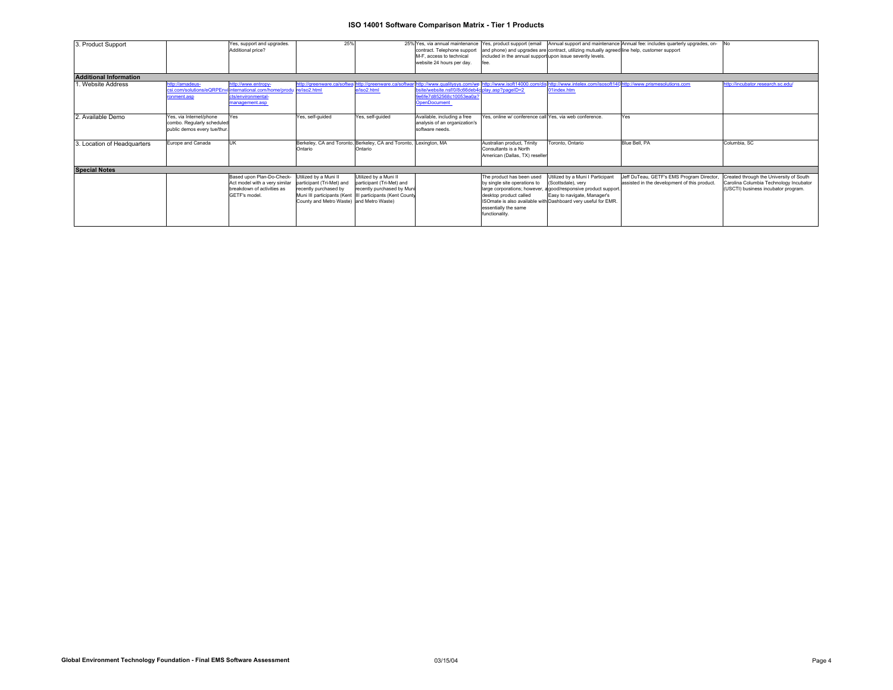# ISO 14001 Software Comparison Matrix - Tier 1 Products

| | | | | | | | | | |
|---|---|---|---|---|---|---|---|---|---|
| 3. Product Support | | Yes, support and upgrades. Additional price? | 25% | 25% | Yes, via annual maintenance contract. Telephone support M-F, access to technical website 24 hours per day. | Yes, product support (email and phone) and upgrades are included in the annual support fee. | Annual support and maintenance contract, utilizing mutually agreed upon issue severity levels. | Annual fee: includes quarterly upgrades, on-line help, customer support | No |
| **Additional Information** | | | | | | | | | |
| 1. Website Address | http://amadeus-csi.com/solutions/eQRPEnvironment.asp | http://www.entropy-international.com/home/products/environmental-management.asp | http://greenware.ca/software/iso2.html | http://greenware.ca/software/iso2.html | http://www.qualitysys.com/website/website.nsf/0/8c66deb4c9e6fe7d852568c10053ea0a?OpenDocument | http://www.isoft14000.com/display.asp?pageID=2 | http://www.intelex.com/isosoft14001index.htm | http://www.prismesolutions.com | http://incubator.research.sc.edu/ |
| 2. Available Demo | Yes, via Internet/phone combo. Regularly scheduled public demos every tue/thur. | Yes | Yes, self-guided | Yes, self-guided | Available, including a free analysis of an organization's software needs. | Yes, online w/ conference call | Yes, via web conference. | Yes | |
| 3. Location of Headquarters | Europe and Canada | UK | Berkeley, CA and Toronto, Ontario | Berkeley, CA and Toronto, Ontario | Lexington, MA | Australian product, Trinity Consultants is a North American (Dallas, TX) reseller | Toronto, Ontario | Blue Bell, PA | Columbia, SC |
| **Special Notes** | | | | | | | | | |
| | | Based upon Plan-Do-Check-Act model with a very similar breakdown of activities as GETF's model. | Utilized by a Muni II participant (Tri-Met) and recently purchased by Muni III participants (Kent County and Metro Waste) | Utilized by a Muni II participant (Tri-Met) and recently purchased by Muni III participants (Kent County and Metro Waste) | | The product has been used by single site operations to large corporations; however, a desktop product called ISOmate is also available with essentially the same functionality. | Utilized by a Muni I Participant (Scottsdale), very good/responsive product support. Easy to navigate, Manager's Dashboard very useful for EMR. | Jeff DuTeau, GETF's EMS Program Director, assisted in the development of this product. | Created through the University of South Carolina Columbia Technology Incubator (USCTI) business incubator program. |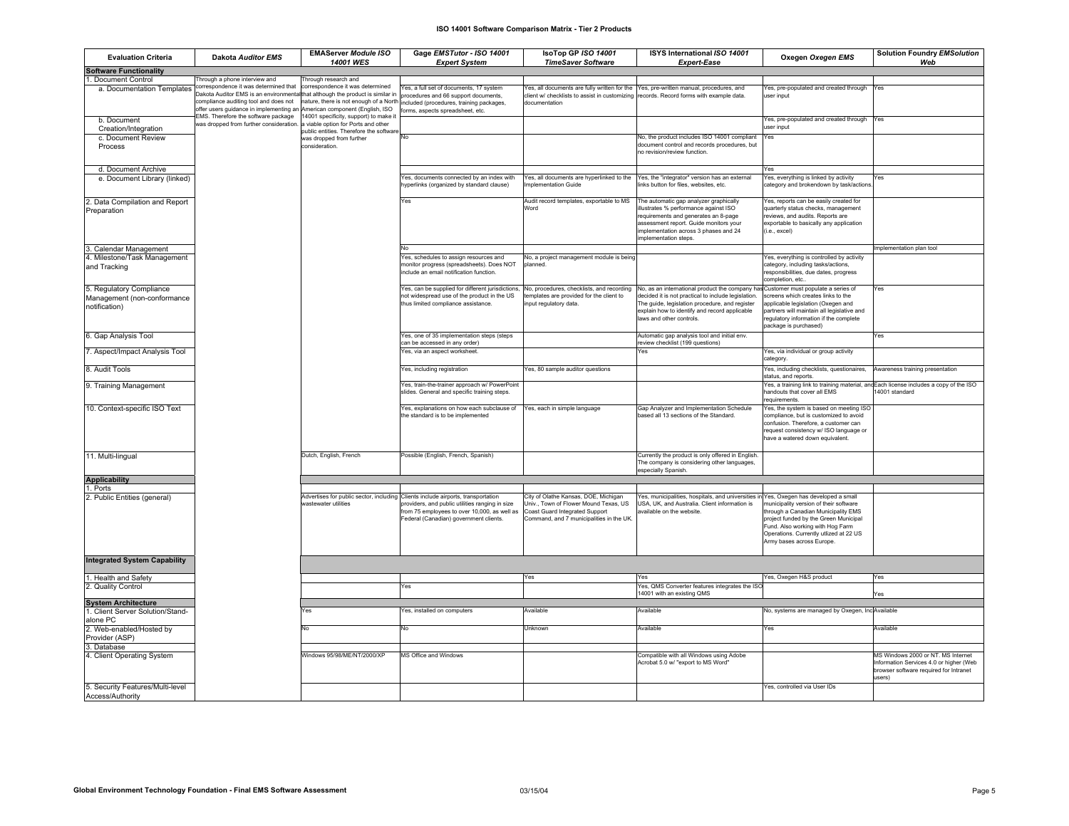# ISO 14001 Software Comparison Matrix - Tier 2 Products

| Evaluation Criteria | Dakota *Auditor EMS* | EMAServer *Module ISO 14001 WES* | Gage *EMSTutor - ISO 14001 Expert System* | IsoTop GP *ISO 14001 TimeSaver Software* | ISYS International *ISO 14001 Expert-Ease* | Oxegen *Oxegen EMS* | Solution Foundry *EMSolution Web* |
|---|---|---|---|---|---|---|---|
| **Software Functionality** | | | | | | | |
| 1. Document Control | Through a phone interview and correspondence it was determined that Dakota Auditor EMS is an environmental compliance auditing tool and does not offer users guidance in implementing an EMS. Therefore the software package was dropped from further consideration. | Through research and correspondence it was determined that although the product is similar in nature, there is not enough of a North American component (English, ISO 14001 specificity, support) to make it a viable option for Ports and other public entities. Therefore the software was dropped from further consideration. | | | | | |
| a. Documentation Templates | | | Yes, a full set of documents, 17 system procedures and 66 support documents, included (procedures, training packages, forms, aspects spreadsheet, etc. | Yes, all documents are fully written for the client w/ checklists to assist in customizing documentation | Yes, pre-written manual, procedures, and records. Record forms with example data. | Yes, pre-populated and created through user input | Yes |
| b. Document Creation/Integration | | | | | | Yes, pre-populated and created through user input | Yes |
| c. Document Review Process | | | No | | No, the product includes ISO 14001 compliant document control and records procedures, but no revision/review function. | Yes | |
| d. Document Archive | | | | | | Yes | |
| e. Document Library (linked) | | | Yes, documents connected by an index with hyperlinks (organized by standard clause) | Yes, all documents are hyperlinked to the Implementation Guide | Yes, the "integrator" version has an external links button for files, websites, etc. | Yes, everything is linked by activity category and brokendown by task/actions. | Yes |
| 2. Data Compilation and Report Preparation | | | Yes | Audit record templates, exportable to MS Word | The automatic gap analyzer graphically illustrates % performance against ISO requirements and generates an 8-page assessment report. Guide monitors your implementation across 3 phases and 24 implementation steps. | Yes, reports can be easily created for quarterly status checks, management reviews, and audits. Reports are exportable to basically any application (i.e., excel) | |
| 3. Calendar Management | | | No | | | | Implementation plan tool |
| 4. Milestone/Task Management and Tracking | | | Yes, schedules to assign resources and monitor progress (spreadsheets). Does NOT include an email notification function. | No, a project management module is being planned. | | Yes, everything is controlled by activity category, including tasks/actions, responsibilities, due dates, progress completion, etc.. | |
| 5. Regulatory Compliance Management (non-conformance notification) | | | Yes, can be supplied for different jurisdictions, not widespread use of the product in the US thus limited compliance assistance. | No, procedures, checklists, and recording templates are provided for the client to input regulatory data. | No, as an international product the company has decided it is not practical to include legislation. The guide, legislation procedure, and register explain how to identify and record applicable laws and other controls. | Customer must populate a series of screens which creates links to the applicable legislation (Oxegen and partners will maintain all legislative and regulatory information if the complete package is purchased) | Yes |
| 6. Gap Analysis Tool | | | Yes, one of 35 implementation steps (steps can be accessed in any order) | | Automatic gap analysis tool and initial env. review checklist (199 questions) | | Yes |
| 7. Aspect/Impact Analysis Tool | | | Yes, via an aspect worksheet. | | Yes | Yes, via individual or group activity category. | |
| 8. Audit Tools | | | Yes, including registration | Yes, 80 sample auditor questions | | Yes, including checklists, questionaires, status, and reports. | Awareness training presentation |
| 9. Training Management | | | Yes, train-the-trainer approach w/ PowerPoint slides. General and specific training steps. | | | Yes, a training link to training material, and handouts that cover all EMS requirements. | Each license includes a copy of the ISO 14001 standard |
| 10. Context-specific ISO Text | | | Yes, explanations on how each subclause of the standard is to be implemented | Yes, each in simple language | Gap Analyzer and Implementation Schedule based all 13 sections of the Standard. | Yes, the system is based on meeting ISO compliance, but is customized to avoid confusion. Therefore, a customer can request consistency w/ ISO language or have a watered down equivalent. | |
| 11. Multi-lingual | | Dutch, English, French | Possible (English, French, Spanish) | | Currently the product is only offered in English. The company is considering other languages, especially Spanish. | | |
| **Applicability** | | | | | | | |
| 1. Ports | | | | | | | |
| 2. Public Entities (general) | | Advertises for public sector, including wastewater utilities | Clients include airports, transportation providers, and public utilities ranging in size from 75 employees to over 10,000, as well as Federal (Canadian) government clients. | City of Olathe Kansas, DOE, Michigan Univ., Town of Flower Mound Texas, US Coast Guard Integrated Support Command, and 7 municipalities in the UK. | Yes, municipalities, hospitals, and universities in USA, UK, and Australia. Client information is available on the website. | Yes, Oxegen has developed a small municipality version of their software through a Canadian Municipality EMS project funded by the Green Municipal Fund. Also working with Hog Farm Operations. Currently utlized at 22 US Army bases across Europe. | |
| **Integrated System Capability** | | | | | | | |
| 1. Health and Safety | | | | Yes | Yes | Yes, Oxegen H&S product | Yes |
| 2. Quality Control | | | Yes | | Yes, QMS Converter features integrates the ISO 14001 with an existing QMS | | Yes |
| **System Architecture** | | | | | | | |
| 1. Client Server Solution/Stand-alone PC | | Yes | Yes, installed on computers | Available | Available | No, systems are managed by Oxegen, Inc. | Available |
| 2. Web-enabled/Hosted by Provider (ASP) | | No | No | Unknown | Available | Yes | Available |
| 3. Database | | | | | | | |
| 4. Client Operating System | | Windows 95/98/ME/NT/2000/XP | MS Office and Windows | | Compatible with all Windows using Adobe Acrobat 5.0 w/ "export to MS Word" | | MS Windows 2000 or NT. MS Internet Information Services 4.0 or higher (Web browser software required for Intranet users) |
| 5. Security Features/Multi-level Access/Authority | | | | | | Yes, controlled via User IDs | |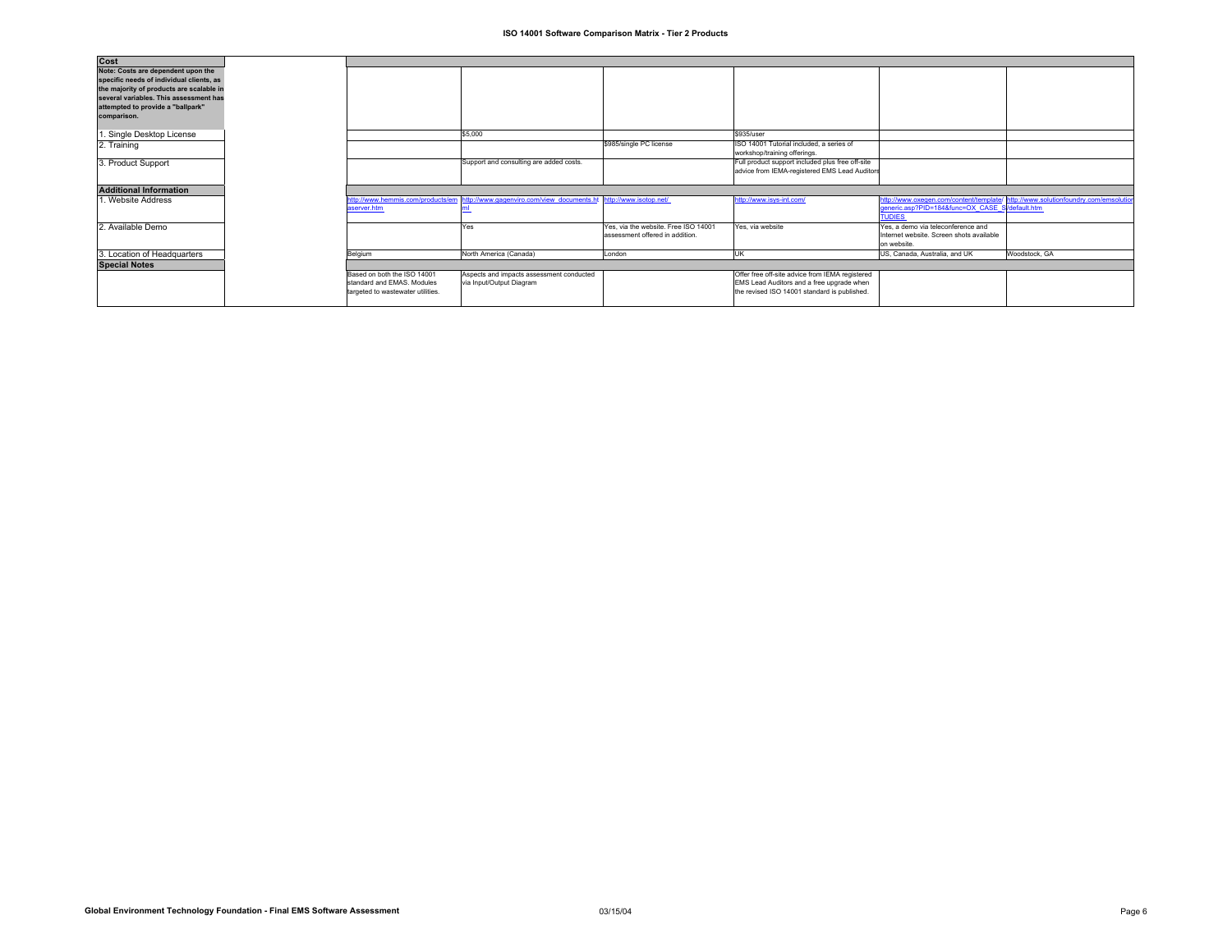# ISO 14001 Software Comparison Matrix - Tier 2 Products

| | | | | | | | |
|---|---|---|---|---|---|---|---|
| **Cost** | | | | | | | |
| **Note: Costs are dependent upon the specific needs of individual clients, as the majority of products are scalable in several variables. This assessment has attempted to provide a "ballpark" comparison.** | | | | | | | |
| 1. Single Desktop License | | | $5,000 | | $935/user | | |
| 2. Training | | | | $985/single PC license | ISO 14001 Tutorial included, a series of workshop/training offerings. | | |
| 3. Product Support | | | Support and consulting are added costs. | | Full product support included plus free off-site advice from IEMA-registered EMS Lead Auditors | | |
| **Additional Information** | | | | | | | |
| 1. Website Address | | http://www.hemmis.com/products/emaserver.htm | http://www.gagenviro.com/view_documents.html | http://www.isotop.net/ | http://www.isys-int.com/ | http://www.oxegen.com/content/template/generic.asp?PID=184&func=OX_CASE_STUDIES | http://www.solutionfoundry.com/emsolution/default.htm |
| 2. Available Demo | | | Yes | Yes, via the website. Free ISO 14001 assessment offered in addition. | Yes, via website | Yes, a demo via teleconference and Internet website. Screen shots available on website. | |
| 3. Location of Headquarters | | Belgium | North America (Canada) | London | UK | US, Canada, Australia, and UK | Woodstock, GA |
| **Special Notes** | | | | | | | |
| | | Based on both the ISO 14001 standard and EMAS. Modules targeted to wastewater utilities. | Aspects and impacts assessment conducted via Input/Output Diagram | | Offer free off-site advice from IEMA registered EMS Lead Auditors and a free upgrade when the revised ISO 14001 standard is published. | | |